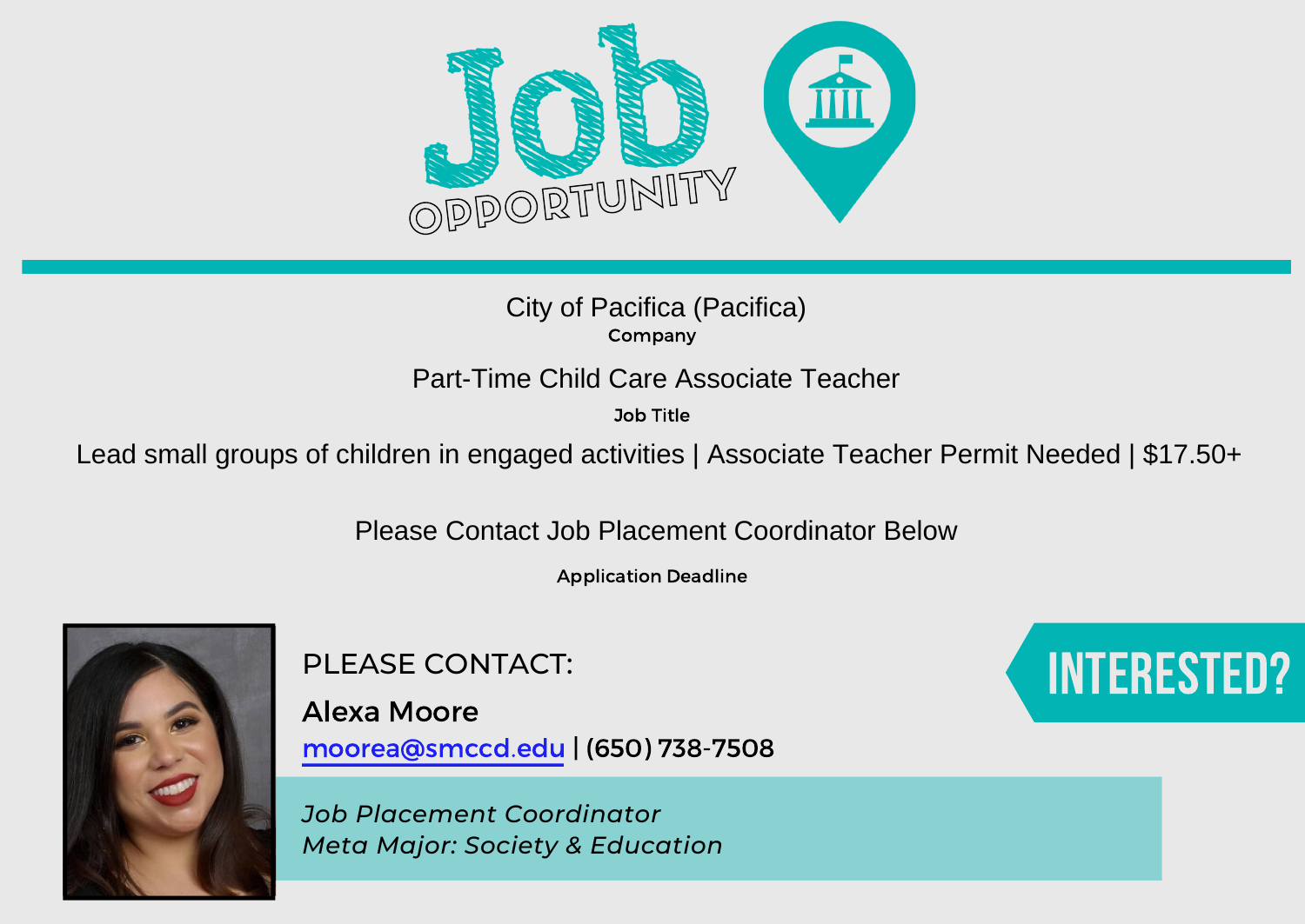# Job OPPORTUNITY

City of Pacifica (Pacifica)

**Company**

Part-Time Child Care Associate Teacher

**Job Title**

Lead small groups of children in engaged activities | Associate Teacher Permit Needed | $17.50+

Please Contact Job Placement Coordinator Below

**Application Deadline**

PLEASE CONTACT:

**Alexa Moore**

moorea@smccd.edu | (650) 738-7508

*Job Placement Coordinator*
*Meta Major: Society & Education*

INTERESTED?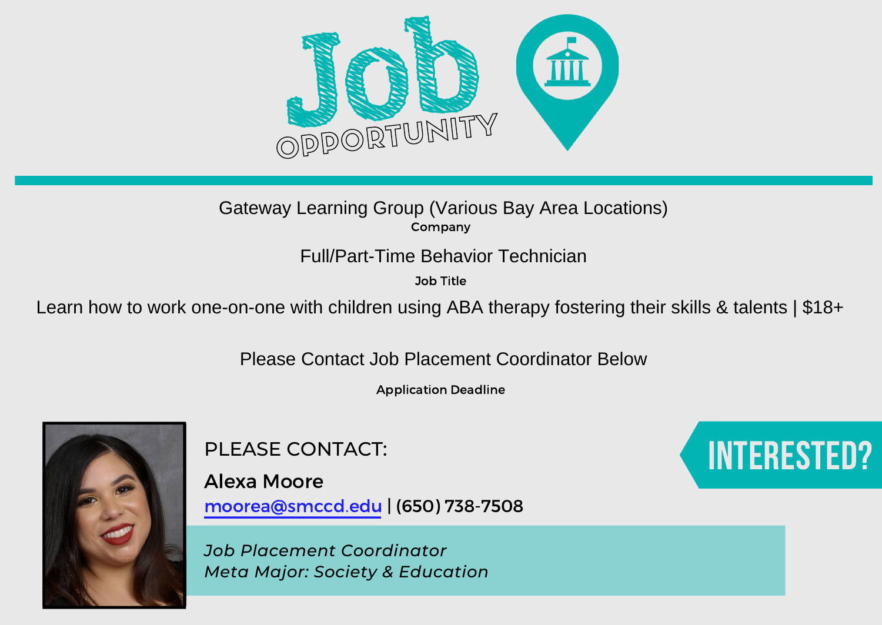# Job Opportunity

Gateway Learning Group (Various Bay Area Locations)

Company

Full/Part-Time Behavior Technician

Job Title

Learn how to work one-on-one with children using ABA therapy fostering their skills & talents | $18+

Please Contact Job Placement Coordinator Below

Application Deadline

PLEASE CONTACT:

**Alexa Moore**

moorea@smccd.edu | (650) 738-7508

*Job Placement Coordinator*
*Meta Major: Society & Education*

INTERESTED?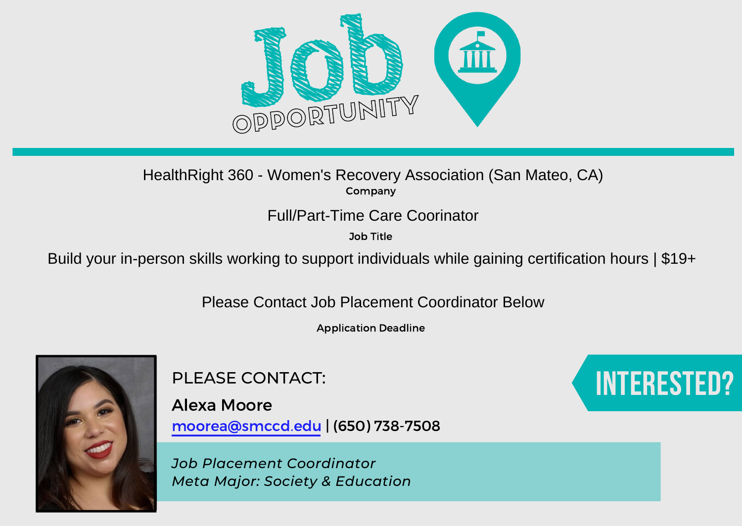# Job OPPORTUNITY

HealthRight 360 - Women's Recovery Association (San Mateo, CA)

**Company**

Full/Part-Time Care Coorinator

**Job Title**

Build your in-person skills working to support individuals while gaining certification hours | $19+

Please Contact Job Placement Coordinator Below

**Application Deadline**

PLEASE CONTACT:

**Alexa Moore**

moorea@smccd.edu | (650) 738-7508

*Job Placement Coordinator*
*Meta Major: Society & Education*

INTERESTED?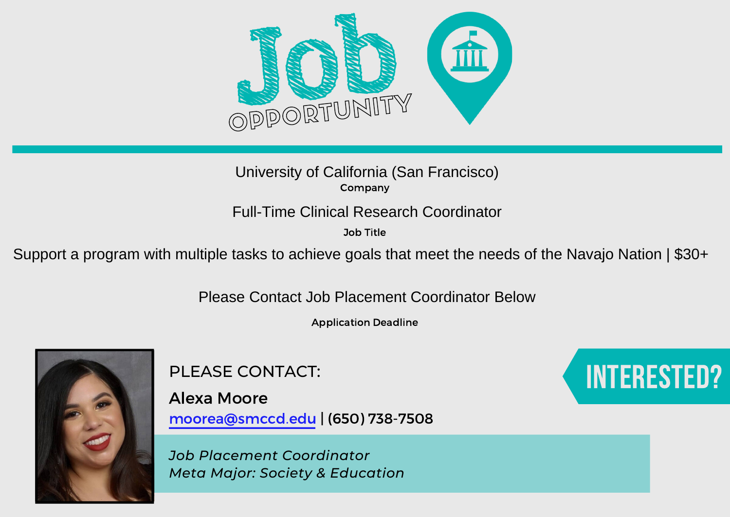# Job OPPORTUNITY

University of California (San Francisco)

**Company**

Full-Time Clinical Research Coordinator

**Job Title**

Support a program with multiple tasks to achieve goals that meet the needs of the Navajo Nation | $30+

Please Contact Job Placement Coordinator Below

**Application Deadline**

PLEASE CONTACT:

**Alexa Moore**

moorea@smccd.edu | (650) 738-7508

*Job Placement Coordinator*
*Meta Major: Society & Education*

**INTERESTED?**